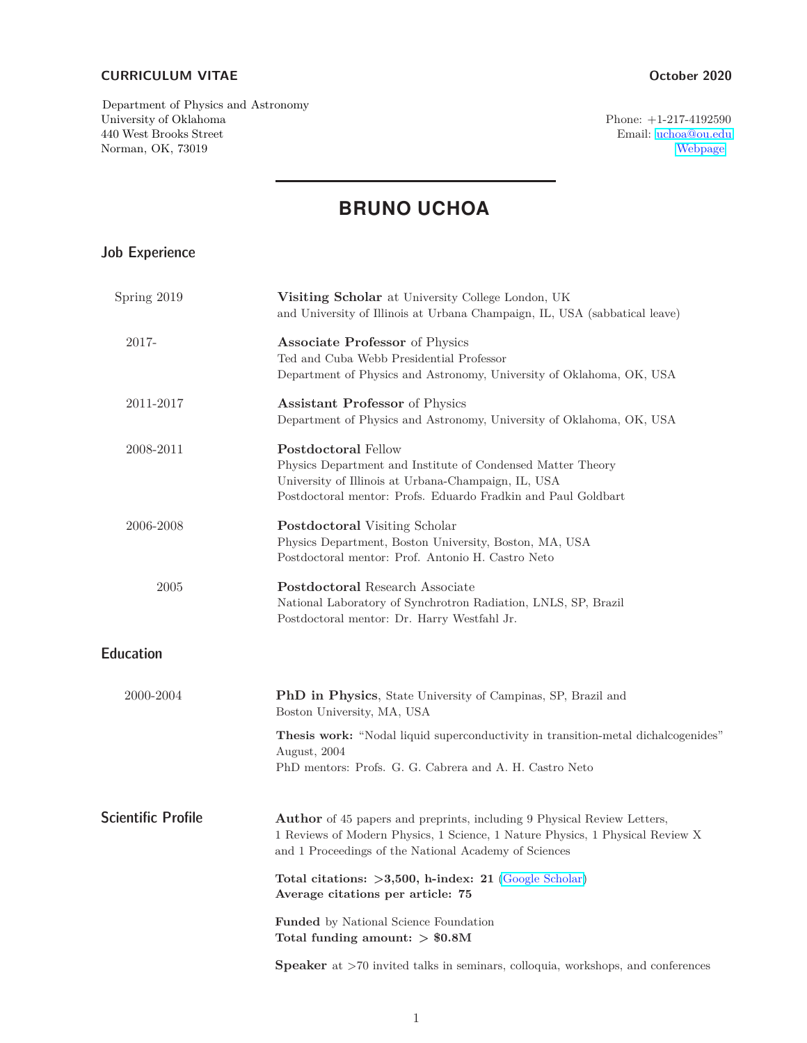**CURRICULUM VITAE** — **October 2020**

Department of Physics and Astronomy
University of Oklahoma
440 West Brooks Street
Norman, OK, 73019

Phone: +1-217-4192590
Email: uchoa@ou.edu
Webpage

# BRUNO UCHOA

## Job Experience

Spring 2019 — **Visiting Scholar** at University College London, UK
and University of Illinois at Urbana Champaign, IL, USA (sabbatical leave)

2017- — **Associate Professor** of Physics
Ted and Cuba Webb Presidential Professor
Department of Physics and Astronomy, University of Oklahoma, OK, USA

2011-2017 — **Assistant Professor** of Physics
Department of Physics and Astronomy, University of Oklahoma, OK, USA

2008-2011 — **Postdoctoral** Fellow
Physics Department and Institute of Condensed Matter Theory
University of Illinois at Urbana-Champaign, IL, USA
Postdoctoral mentor: Profs. Eduardo Fradkin and Paul Goldbart

2006-2008 — **Postdoctoral** Visiting Scholar
Physics Department, Boston University, Boston, MA, USA
Postdoctoral mentor: Prof. Antonio H. Castro Neto

2005 — **Postdoctoral** Research Associate
National Laboratory of Synchrotron Radiation, LNLS, SP, Brazil
Postdoctoral mentor: Dr. Harry Westfahl Jr.

## Education

2000-2004 — **PhD in Physics**, State University of Campinas, SP, Brazil and
Boston University, MA, USA

**Thesis work:** "Nodal liquid superconductivity in transition-metal dichalcogenides"
August, 2004
PhD mentors: Profs. G. G. Cabrera and A. H. Castro Neto

## Scientific Profile

**Author** of 45 papers and preprints, including 9 Physical Review Letters,
1 Reviews of Modern Physics, 1 Science, 1 Nature Physics, 1 Physical Review X
and 1 Proceedings of the National Academy of Sciences

**Total citations: >3,500, h-index: 21** (Google Scholar)
**Average citations per article: 75**

**Funded** by National Science Foundation
**Total funding amount: > $0.8M**

**Speaker** at >70 invited talks in seminars, colloquia, workshops, and conferences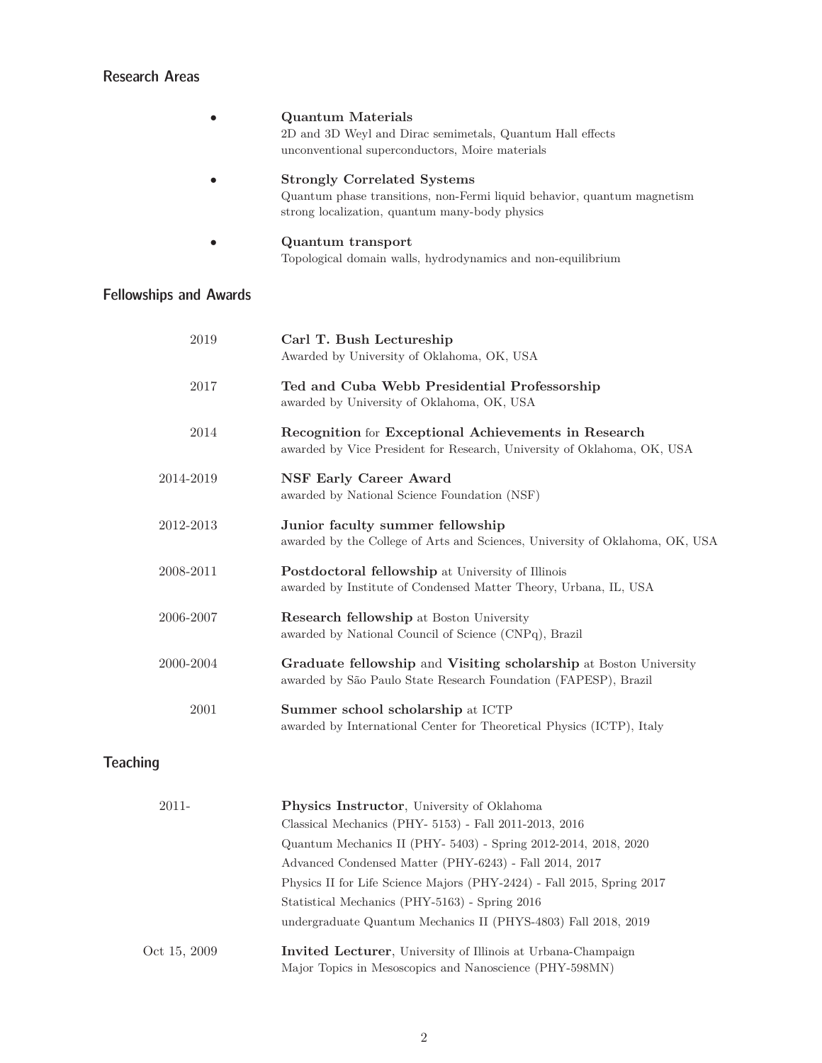## Research Areas

- **Quantum Materials**
  2D and 3D Weyl and Dirac semimetals, Quantum Hall effects
  unconventional superconductors, Moire materials

- **Strongly Correlated Systems**
  Quantum phase transitions, non-Fermi liquid behavior, quantum magnetism
  strong localization, quantum many-body physics

- **Quantum transport**
  Topological domain walls, hydrodynamics and non-equilibrium

## Fellowships and Awards

2019 **Carl T. Bush Lectureship**
Awarded by University of Oklahoma, OK, USA

2017 **Ted and Cuba Webb Presidential Professorship**
awarded by University of Oklahoma, OK, USA

2014 **Recognition** for **Exceptional Achievements in Research**
awarded by Vice President for Research, University of Oklahoma, OK, USA

2014-2019 **NSF Early Career Award**
awarded by National Science Foundation (NSF)

2012-2013 **Junior faculty summer fellowship**
awarded by the College of Arts and Sciences, University of Oklahoma, OK, USA

2008-2011 **Postdoctoral fellowship** at University of Illinois
awarded by Institute of Condensed Matter Theory, Urbana, IL, USA

2006-2007 **Research fellowship** at Boston University
awarded by National Council of Science (CNPq), Brazil

2000-2004 **Graduate fellowship** and **Visiting scholarship** at Boston University
awarded by São Paulo State Research Foundation (FAPESP), Brazil

2001 **Summer school scholarship** at ICTP
awarded by International Center for Theoretical Physics (ICTP), Italy

## Teaching

2011- **Physics Instructor**, University of Oklahoma
Classical Mechanics (PHY- 5153) - Fall 2011-2013, 2016
Quantum Mechanics II (PHY- 5403) - Spring 2012-2014, 2018, 2020
Advanced Condensed Matter (PHY-6243) - Fall 2014, 2017
Physics II for Life Science Majors (PHY-2424) - Fall 2015, Spring 2017
Statistical Mechanics (PHY-5163) - Spring 2016
undergraduate Quantum Mechanics II (PHYS-4803) Fall 2018, 2019

Oct 15, 2009 **Invited Lecturer**, University of Illinois at Urbana-Champaign
Major Topics in Mesoscopics and Nanoscience (PHY-598MN)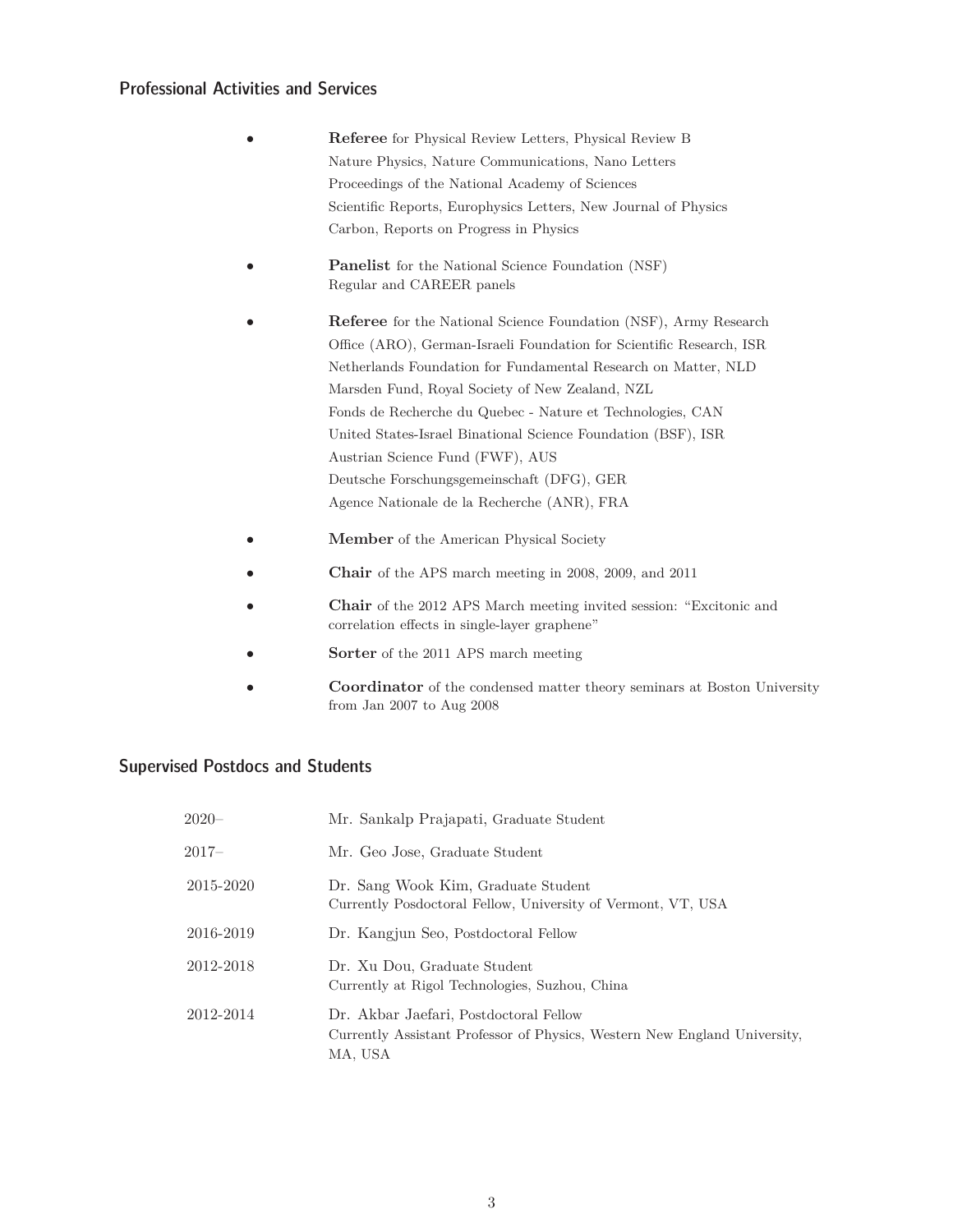## Professional Activities and Services

- **Referee** for Physical Review Letters, Physical Review B
  Nature Physics, Nature Communications, Nano Letters
  Proceedings of the National Academy of Sciences
  Scientific Reports, Europhysics Letters, New Journal of Physics
  Carbon, Reports on Progress in Physics
- **Panelist** for the National Science Foundation (NSF)
  Regular and CAREER panels
- **Referee** for the National Science Foundation (NSF), Army Research
  Office (ARO), German-Israeli Foundation for Scientific Research, ISR
  Netherlands Foundation for Fundamental Research on Matter, NLD
  Marsden Fund, Royal Society of New Zealand, NZL
  Fonds de Recherche du Quebec - Nature et Technologies, CAN
  United States-Israel Binational Science Foundation (BSF), ISR
  Austrian Science Fund (FWF), AUS
  Deutsche Forschungsgemeinschaft (DFG), GER
  Agence Nationale de la Recherche (ANR), FRA
- **Member** of the American Physical Society
- **Chair** of the APS march meeting in 2008, 2009, and 2011
- **Chair** of the 2012 APS March meeting invited session: "Excitonic and correlation effects in single-layer graphene"
- **Sorter** of the 2011 APS march meeting
- **Coordinator** of the condensed matter theory seminars at Boston University from Jan 2007 to Aug 2008

## Supervised Postdocs and Students

| | |
|---|---|
| 2020– | Mr. Sankalp Prajapati, Graduate Student |
| 2017– | Mr. Geo Jose, Graduate Student |
| 2015-2020 | Dr. Sang Wook Kim, Graduate Student<br>Currently Posdoctoral Fellow, University of Vermont, VT, USA |
| 2016-2019 | Dr. Kangjun Seo, Postdoctoral Fellow |
| 2012-2018 | Dr. Xu Dou, Graduate Student<br>Currently at Rigol Technologies, Suzhou, China |
| 2012-2014 | Dr. Akbar Jaefari, Postdoctoral Fellow<br>Currently Assistant Professor of Physics, Western New England University, MA, USA |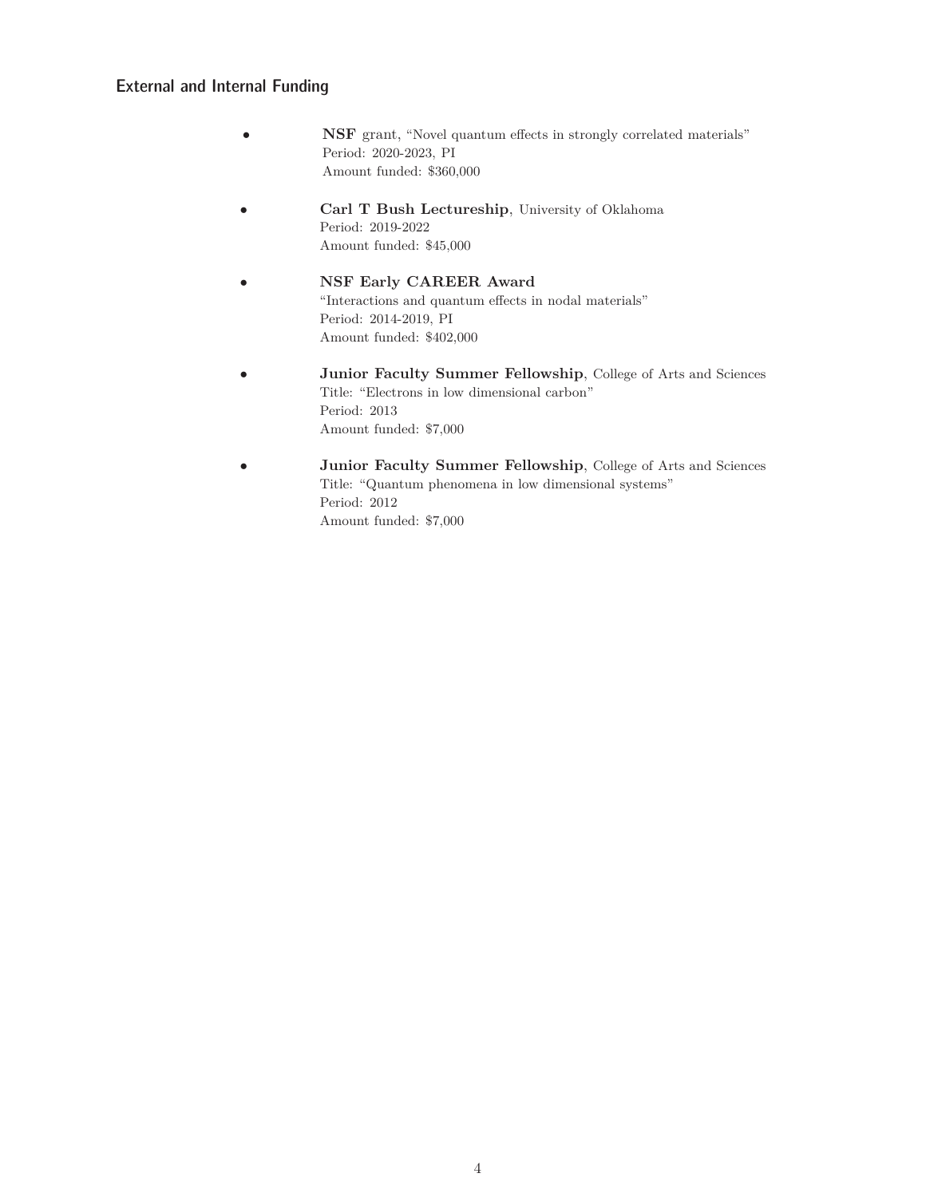## External and Internal Funding

- **NSF** grant, "Novel quantum effects in strongly correlated materials"
  Period: 2020-2023, PI
  Amount funded: $360,000

- **Carl T Bush Lectureship**, University of Oklahoma
  Period: 2019-2022
  Amount funded: $45,000

- **NSF Early CAREER Award**
  "Interactions and quantum effects in nodal materials"
  Period: 2014-2019, PI
  Amount funded: $402,000

- **Junior Faculty Summer Fellowship**, College of Arts and Sciences
  Title: "Electrons in low dimensional carbon"
  Period: 2013
  Amount funded: $7,000

- **Junior Faculty Summer Fellowship**, College of Arts and Sciences
  Title: "Quantum phenomena in low dimensional systems"
  Period: 2012
  Amount funded: $7,000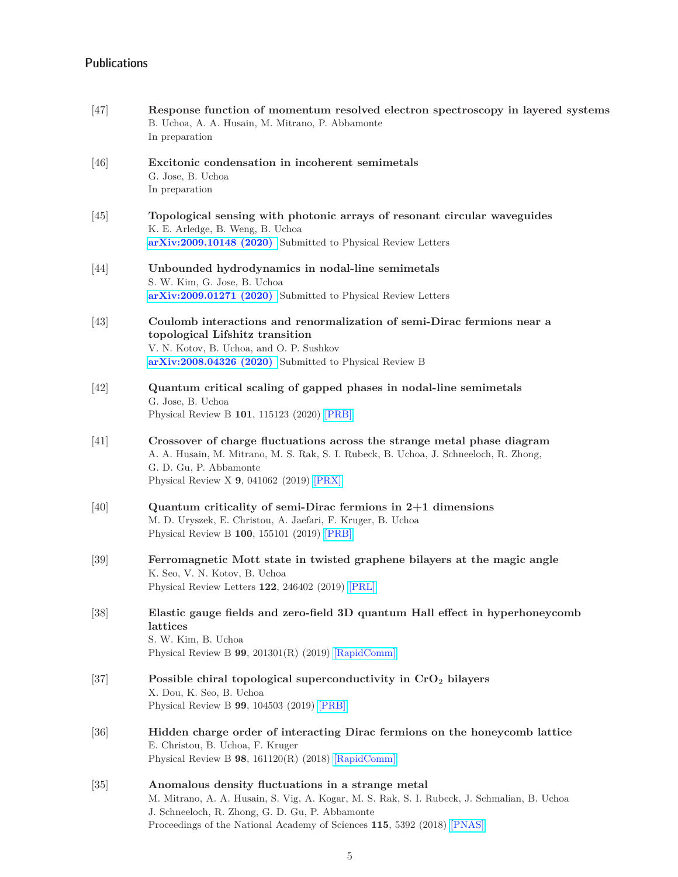## Publications

[47] **Response function of momentum resolved electron spectroscopy in layered systems**
B. Uchoa, A. A. Husain, M. Mitrano, P. Abbamonte
In preparation

[46] **Excitonic condensation in incoherent semimetals**
G. Jose, B. Uchoa
In preparation

[45] **Topological sensing with photonic arrays of resonant circular waveguides**
K. E. Arledge, B. Weng, B. Uchoa
**arXiv:2009.10148 (2020)** Submitted to Physical Review Letters

[44] **Unbounded hydrodynamics in nodal-line semimetals**
S. W. Kim, G. Jose, B. Uchoa
**arXiv:2009.01271 (2020)** Submitted to Physical Review Letters

[43] **Coulomb interactions and renormalization of semi-Dirac fermions near a topological Lifshitz transition**
V. N. Kotov, B. Uchoa, and O. P. Sushkov
**arXiv:2008.04326 (2020)** Submitted to Physical Review B

[42] **Quantum critical scaling of gapped phases in nodal-line semimetals**
G. Jose, B. Uchoa
Physical Review B **101**, 115123 (2020) [PRB]

[41] **Crossover of charge fluctuations across the strange metal phase diagram**
A. A. Husain, M. Mitrano, M. S. Rak, S. I. Rubeck, B. Uchoa, J. Schneeloch, R. Zhong, G. D. Gu, P. Abbamonte
Physical Review X **9**, 041062 (2019) [PRX]

[40] **Quantum criticality of semi-Dirac fermions in 2+1 dimensions**
M. D. Uryszek, E. Christou, A. Jaefari, F. Kruger, B. Uchoa
Physical Review B **100**, 155101 (2019) [PRB]

[39] **Ferromagnetic Mott state in twisted graphene bilayers at the magic angle**
K. Seo, V. N. Kotov, B. Uchoa
Physical Review Letters **122**, 246402 (2019) [PRL]

[38] **Elastic gauge fields and zero-field 3D quantum Hall effect in hyperhoneycomb lattices**
S. W. Kim, B. Uchoa
Physical Review B **99**, 201301(R) (2019) [RapidComm]

[37] **Possible chiral topological superconductivity in $CrO_2$ bilayers**
X. Dou, K. Seo, B. Uchoa
Physical Review B **99**, 104503 (2019) [PRB]

[36] **Hidden charge order of interacting Dirac fermions on the honeycomb lattice**
E. Christou, B. Uchoa, F. Kruger
Physical Review B **98**, 161120(R) (2018) [RapidComm]

[35] **Anomalous density fluctuations in a strange metal**
M. Mitrano, A. A. Husain, S. Vig, A. Kogar, M. S. Rak, S. I. Rubeck, J. Schmalian, B. Uchoa J. Schneeloch, R. Zhong, G. D. Gu, P. Abbamonte
Proceedings of the National Academy of Sciences **115**, 5392 (2018) [PNAS]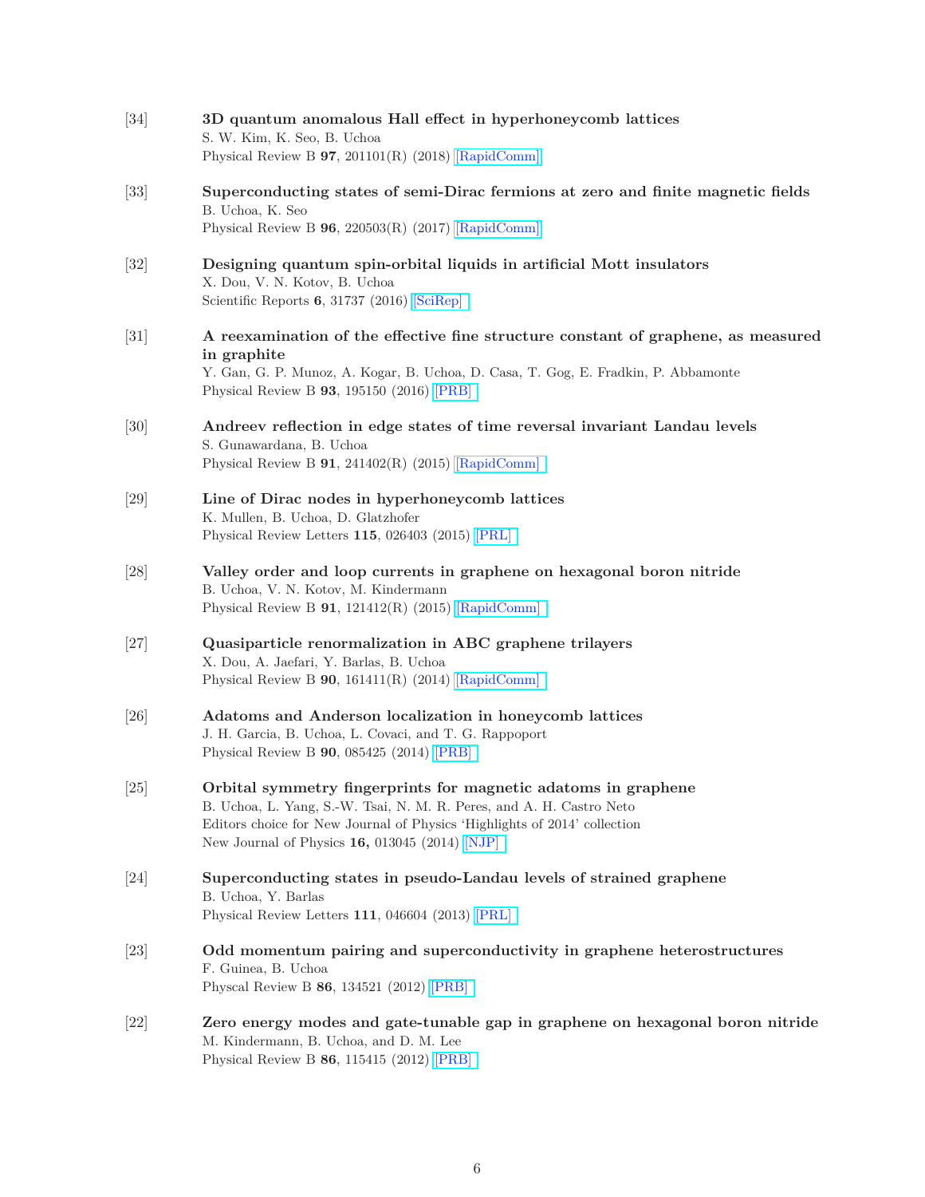[34] **3D quantum anomalous Hall effect in hyperhoneycomb lattices**
S. W. Kim, K. Seo, B. Uchoa
Physical Review B **97**, 201101(R) (2018) [RapidComm]

[33] **Superconducting states of semi-Dirac fermions at zero and finite magnetic fields**
B. Uchoa, K. Seo
Physical Review B **96**, 220503(R) (2017) [RapidComm]

[32] **Designing quantum spin-orbital liquids in artificial Mott insulators**
X. Dou, V. N. Kotov, B. Uchoa
Scientific Reports **6**, 31737 (2016) [SciRep]

[31] **A reexamination of the effective fine structure constant of graphene, as measured in graphite**
Y. Gan, G. P. Munoz, A. Kogar, B. Uchoa, D. Casa, T. Gog, E. Fradkin, P. Abbamonte
Physical Review B **93**, 195150 (2016) [PRB]

[30] **Andreev reflection in edge states of time reversal invariant Landau levels**
S. Gunawardana, B. Uchoa
Physical Review B **91**, 241402(R) (2015) [RapidComm]

[29] **Line of Dirac nodes in hyperhoneycomb lattices**
K. Mullen, B. Uchoa, D. Glatzhofer
Physical Review Letters **115**, 026403 (2015) [PRL]

[28] **Valley order and loop currents in graphene on hexagonal boron nitride**
B. Uchoa, V. N. Kotov, M. Kindermann
Physical Review B **91**, 121412(R) (2015) [RapidComm]

[27] **Quasiparticle renormalization in ABC graphene trilayers**
X. Dou, A. Jaefari, Y. Barlas, B. Uchoa
Physical Review B **90**, 161411(R) (2014) [RapidComm]

[26] **Adatoms and Anderson localization in honeycomb lattices**
J. H. Garcia, B. Uchoa, L. Covaci, and T. G. Rappoport
Physical Review B **90**, 085425 (2014) [PRB]

[25] **Orbital symmetry fingerprints for magnetic adatoms in graphene**
B. Uchoa, L. Yang, S.-W. Tsai, N. M. R. Peres, and A. H. Castro Neto
Editors choice for New Journal of Physics 'Highlights of 2014' collection
New Journal of Physics **16,** 013045 (2014) [NJP]

[24] **Superconducting states in pseudo-Landau levels of strained graphene**
B. Uchoa, Y. Barlas
Physical Review Letters **111**, 046604 (2013) [PRL]

[23] **Odd momentum pairing and superconductivity in graphene heterostructures**
F. Guinea, B. Uchoa
Physcal Review B **86**, 134521 (2012) [PRB]

[22] **Zero energy modes and gate-tunable gap in graphene on hexagonal boron nitride**
M. Kindermann, B. Uchoa, and D. M. Lee
Physical Review B **86**, 115415 (2012) [PRB]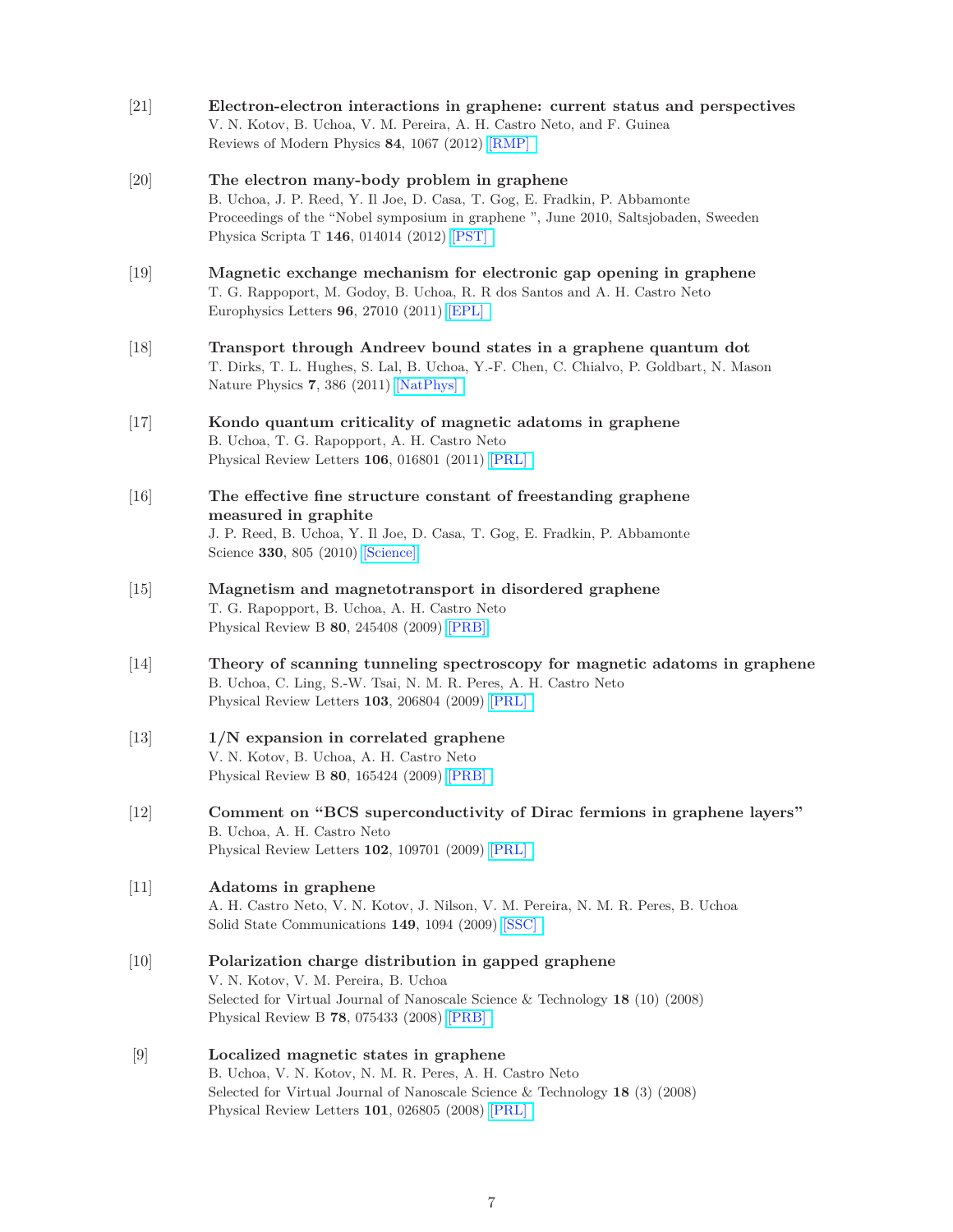[21] **Electron-electron interactions in graphene: current status and perspectives**
V. N. Kotov, B. Uchoa, V. M. Pereira, A. H. Castro Neto, and F. Guinea
Reviews of Modern Physics **84**, 1067 (2012) [RMP]

[20] **The electron many-body problem in graphene**
B. Uchoa, J. P. Reed, Y. Il Joe, D. Casa, T. Gog, E. Fradkin, P. Abbamonte
Proceedings of the "Nobel symposium in graphene ", June 2010, Saltsjobaden, Sweeden
Physica Scripta T **146**, 014014 (2012) [PST]

[19] **Magnetic exchange mechanism for electronic gap opening in graphene**
T. G. Rappoport, M. Godoy, B. Uchoa, R. R dos Santos and A. H. Castro Neto
Europhysics Letters **96**, 27010 (2011) [EPL]

[18] **Transport through Andreev bound states in a graphene quantum dot**
T. Dirks, T. L. Hughes, S. Lal, B. Uchoa, Y.-F. Chen, C. Chialvo, P. Goldbart, N. Mason
Nature Physics **7**, 386 (2011) [NatPhys]

[17] **Kondo quantum criticality of magnetic adatoms in graphene**
B. Uchoa, T. G. Rappoport, A. H. Castro Neto
Physical Review Letters **106**, 016801 (2011) [PRL]

[16] **The effective fine structure constant of freestanding graphene measured in graphite**
J. P. Reed, B. Uchoa, Y. Il Joe, D. Casa, T. Gog, E. Fradkin, P. Abbamonte
Science **330**, 805 (2010) [Science]

[15] **Magnetism and magnetotransport in disordered graphene**
T. G. Rappoport, B. Uchoa, A. H. Castro Neto
Physical Review B **80**, 245408 (2009) [PRB]

[14] **Theory of scanning tunneling spectroscopy for magnetic adatoms in graphene**
B. Uchoa, C. Ling, S.-W. Tsai, N. M. R. Peres, A. H. Castro Neto
Physical Review Letters **103**, 206804 (2009) [PRL]

[13] **1/N expansion in correlated graphene**
V. N. Kotov, B. Uchoa, A. H. Castro Neto
Physical Review B **80**, 165424 (2009) [PRB]

[12] **Comment on "BCS superconductivity of Dirac fermions in graphene layers"**
B. Uchoa, A. H. Castro Neto
Physical Review Letters **102**, 109701 (2009) [PRL]

[11] **Adatoms in graphene**
A. H. Castro Neto, V. N. Kotov, J. Nilson, V. M. Pereira, N. M. R. Peres, B. Uchoa
Solid State Communications **149**, 1094 (2009) [SSC]

[10] **Polarization charge distribution in gapped graphene**
V. N. Kotov, V. M. Pereira, B. Uchoa
Selected for Virtual Journal of Nanoscale Science & Technology **18** (10) (2008)
Physical Review B **78**, 075433 (2008) [PRB]

[9] **Localized magnetic states in graphene**
B. Uchoa, V. N. Kotov, N. M. R. Peres, A. H. Castro Neto
Selected for Virtual Journal of Nanoscale Science & Technology **18** (3) (2008)
Physical Review Letters **101**, 026805 (2008) [PRL]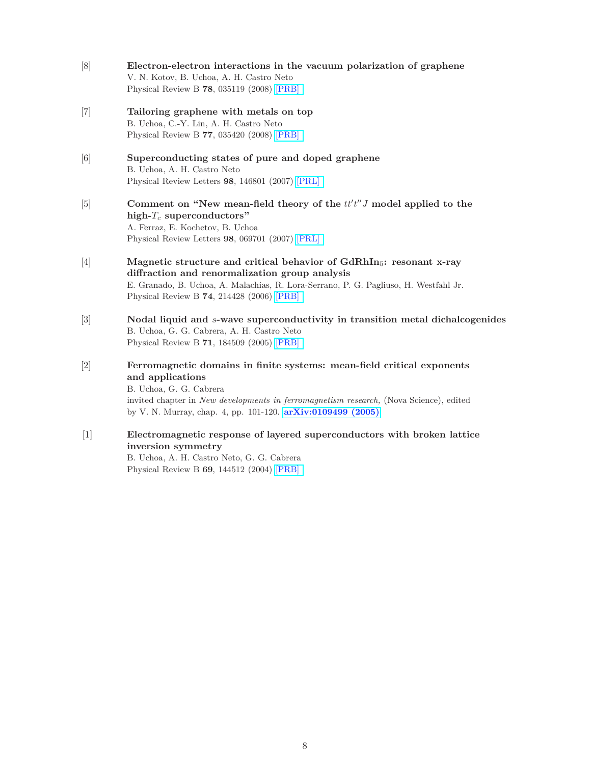[8] **Electron-electron interactions in the vacuum polarization of graphene**
V. N. Kotov, B. Uchoa, A. H. Castro Neto
Physical Review B **78**, 035119 (2008) [PRB]

[7] **Tailoring graphene with metals on top**
B. Uchoa, C.-Y. Lin, A. H. Castro Neto
Physical Review B **77**, 035420 (2008) [PRB]

[6] **Superconducting states of pure and doped graphene**
B. Uchoa, A. H. Castro Neto
Physical Review Letters **98**, 146801 (2007) [PRL]

[5] **Comment on "New mean-field theory of the $tt't''J$ model applied to the high-$T_c$ superconductors"**
A. Ferraz, E. Kochetov, B. Uchoa
Physical Review Letters **98**, 069701 (2007) [PRL]

[4] **Magnetic structure and critical behavior of $GdRhIn_5$: resonant x-ray diffraction and renormalization group analysis**
E. Granado, B. Uchoa, A. Malachias, R. Lora-Serrano, P. G. Pagliuso, H. Westfahl Jr.
Physical Review B **74**, 214428 (2006) [PRB]

[3] **Nodal liquid and $s$-wave superconductivity in transition metal dichalcogenides**
B. Uchoa, G. G. Cabrera, A. H. Castro Neto
Physical Review B **71**, 184509 (2005) [PRB]

[2] **Ferromagnetic domains in finite systems: mean-field critical exponents and applications**
B. Uchoa, G. G. Cabrera
invited chapter in *New developments in ferromagnetism research,* (Nova Science), edited by V. N. Murray, chap. 4, pp. 101-120. **arXiv:0109499 (2005)**

[1] **Electromagnetic response of layered superconductors with broken lattice inversion symmetry**
B. Uchoa, A. H. Castro Neto, G. G. Cabrera
Physical Review B **69**, 144512 (2004) [PRB]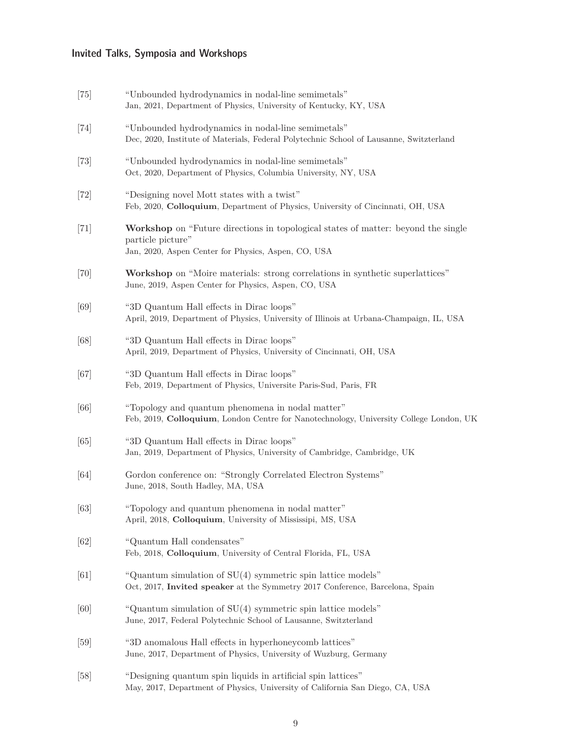## Invited Talks, Symposia and Workshops

[75] "Unbounded hydrodynamics in nodal-line semimetals"
Jan, 2021, Department of Physics, University of Kentucky, KY, USA

[74] "Unbounded hydrodynamics in nodal-line semimetals"
Dec, 2020, Institute of Materials, Federal Polytechnic School of Lausanne, Switzerland

[73] "Unbounded hydrodynamics in nodal-line semimetals"
Oct, 2020, Department of Physics, Columbia University, NY, USA

[72] "Designing novel Mott states with a twist"
Feb, 2020, **Colloquium**, Department of Physics, University of Cincinnati, OH, USA

[71] **Workshop** on "Future directions in topological states of matter: beyond the single particle picture"
Jan, 2020, Aspen Center for Physics, Aspen, CO, USA

[70] **Workshop** on "Moire materials: strong correlations in synthetic superlattices"
June, 2019, Aspen Center for Physics, Aspen, CO, USA

[69] "3D Quantum Hall effects in Dirac loops"
April, 2019, Department of Physics, University of Illinois at Urbana-Champaign, IL, USA

[68] "3D Quantum Hall effects in Dirac loops"
April, 2019, Department of Physics, University of Cincinnati, OH, USA

[67] "3D Quantum Hall effects in Dirac loops"
Feb, 2019, Department of Physics, Universite Paris-Sud, Paris, FR

[66] "Topology and quantum phenomena in nodal matter"
Feb, 2019, **Colloquium**, London Centre for Nanotechnology, University College London, UK

[65] "3D Quantum Hall effects in Dirac loops"
Jan, 2019, Department of Physics, University of Cambridge, Cambridge, UK

[64] Gordon conference on: "Strongly Correlated Electron Systems"
June, 2018, South Hadley, MA, USA

[63] "Topology and quantum phenomena in nodal matter"
April, 2018, **Colloquium**, University of Missisipi, MS, USA

[62] "Quantum Hall condensates"
Feb, 2018, **Colloquium**, University of Central Florida, FL, USA

[61] "Quantum simulation of SU(4) symmetric spin lattice models"
Oct, 2017, **Invited speaker** at the Symmetry 2017 Conference, Barcelona, Spain

[60] "Quantum simulation of SU(4) symmetric spin lattice models"
June, 2017, Federal Polytechnic School of Lausanne, Switzerland

[59] "3D anomalous Hall effects in hyperhoneycomb lattices"
June, 2017, Department of Physics, University of Wuzburg, Germany

[58] "Designing quantum spin liquids in artificial spin lattices"
May, 2017, Department of Physics, University of California San Diego, CA, USA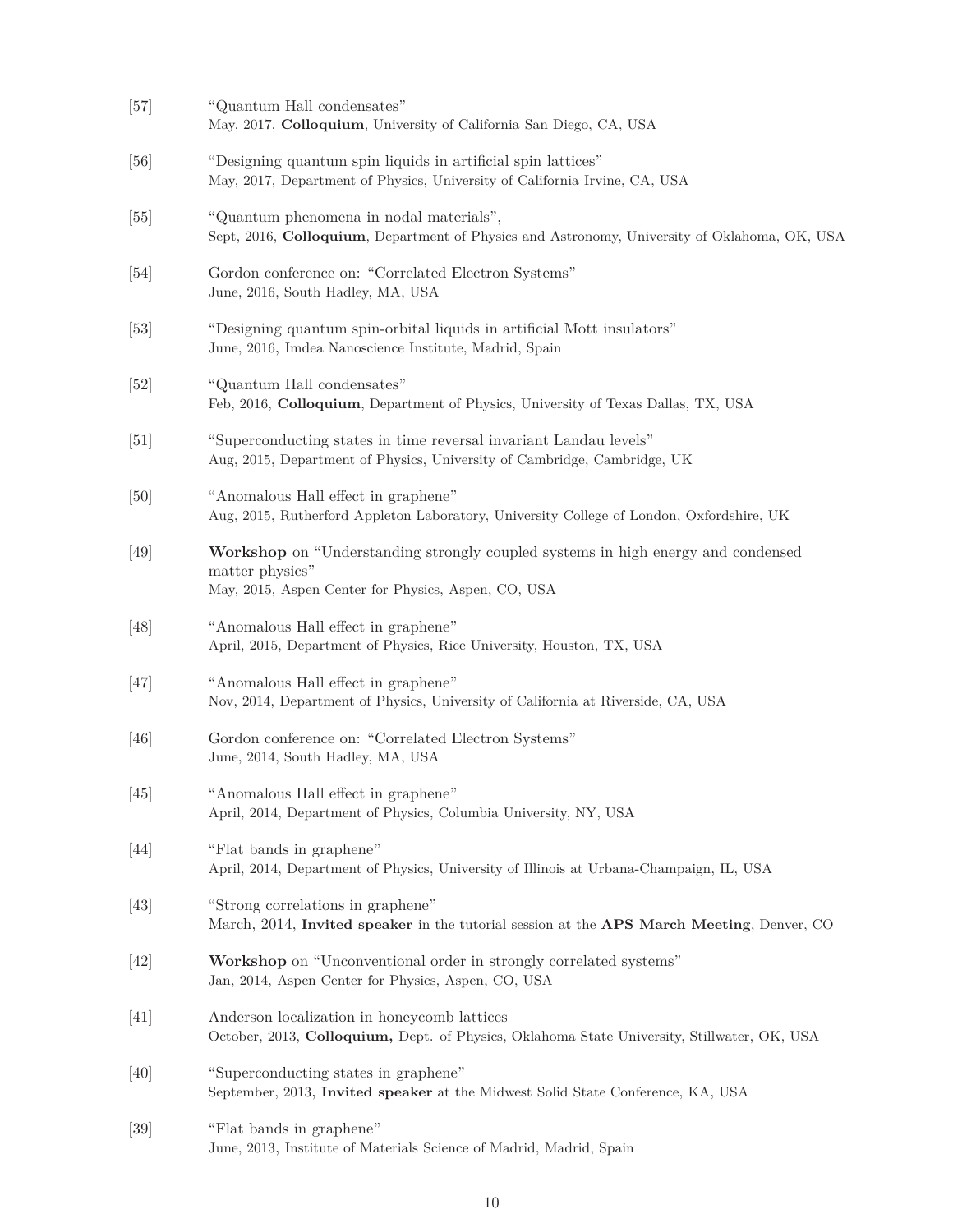[57] "Quantum Hall condensates"
May, 2017, **Colloquium**, University of California San Diego, CA, USA

[56] "Designing quantum spin liquids in artificial spin lattices"
May, 2017, Department of Physics, University of California Irvine, CA, USA

[55] "Quantum phenomena in nodal materials",
Sept, 2016, **Colloquium**, Department of Physics and Astronomy, University of Oklahoma, OK, USA

[54] Gordon conference on: "Correlated Electron Systems"
June, 2016, South Hadley, MA, USA

[53] "Designing quantum spin-orbital liquids in artificial Mott insulators"
June, 2016, Imdea Nanoscience Institute, Madrid, Spain

[52] "Quantum Hall condensates"
Feb, 2016, **Colloquium**, Department of Physics, University of Texas Dallas, TX, USA

[51] "Superconducting states in time reversal invariant Landau levels"
Aug, 2015, Department of Physics, University of Cambridge, Cambridge, UK

[50] "Anomalous Hall effect in graphene"
Aug, 2015, Rutherford Appleton Laboratory, University College of London, Oxfordshire, UK

[49] **Workshop** on "Understanding strongly coupled systems in high energy and condensed matter physics"
May, 2015, Aspen Center for Physics, Aspen, CO, USA

[48] "Anomalous Hall effect in graphene"
April, 2015, Department of Physics, Rice University, Houston, TX, USA

[47] "Anomalous Hall effect in graphene"
Nov, 2014, Department of Physics, University of California at Riverside, CA, USA

[46] Gordon conference on: "Correlated Electron Systems"
June, 2014, South Hadley, MA, USA

[45] "Anomalous Hall effect in graphene"
April, 2014, Department of Physics, Columbia University, NY, USA

[44] "Flat bands in graphene"
April, 2014, Department of Physics, University of Illinois at Urbana-Champaign, IL, USA

[43] "Strong correlations in graphene"
March, 2014, **Invited speaker** in the tutorial session at the **APS March Meeting**, Denver, CO

[42] **Workshop** on "Unconventional order in strongly correlated systems"
Jan, 2014, Aspen Center for Physics, Aspen, CO, USA

[41] Anderson localization in honeycomb lattices
October, 2013, **Colloquium,** Dept. of Physics, Oklahoma State University, Stillwater, OK, USA

[40] "Superconducting states in graphene"
September, 2013, **Invited speaker** at the Midwest Solid State Conference, KA, USA

[39] "Flat bands in graphene"
June, 2013, Institute of Materials Science of Madrid, Madrid, Spain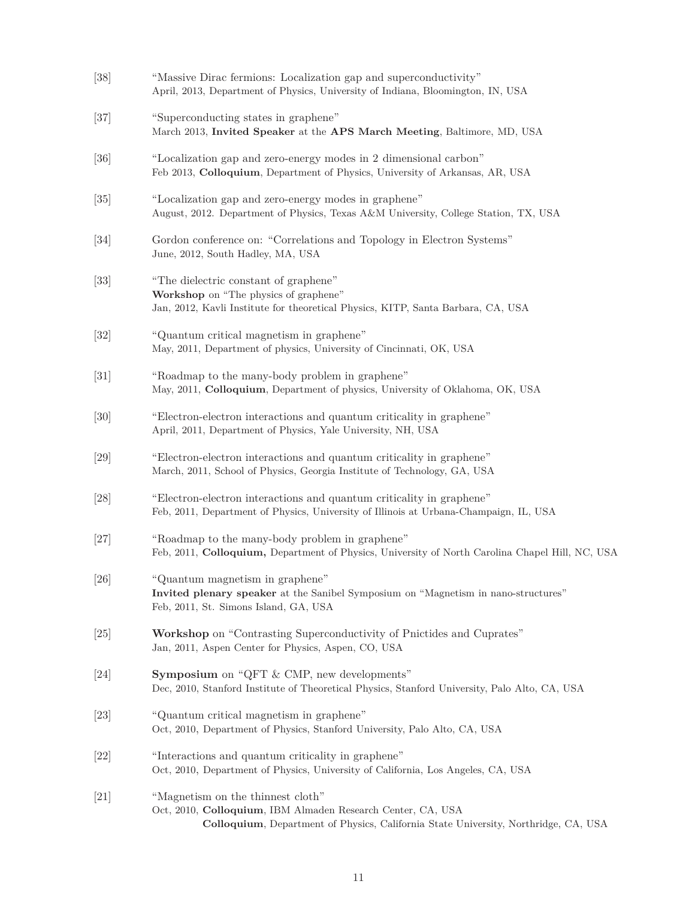[38] "Massive Dirac fermions: Localization gap and superconductivity"
April, 2013, Department of Physics, University of Indiana, Bloomington, IN, USA

[37] "Superconducting states in graphene"
March 2013, **Invited Speaker** at the **APS March Meeting**, Baltimore, MD, USA

[36] "Localization gap and zero-energy modes in 2 dimensional carbon"
Feb 2013, **Colloquium**, Department of Physics, University of Arkansas, AR, USA

[35] "Localization gap and zero-energy modes in graphene"
August, 2012. Department of Physics, Texas A&M University, College Station, TX, USA

[34] Gordon conference on: "Correlations and Topology in Electron Systems"
June, 2012, South Hadley, MA, USA

[33] "The dielectric constant of graphene"
**Workshop** on "The physics of graphene"
Jan, 2012, Kavli Institute for theoretical Physics, KITP, Santa Barbara, CA, USA

[32] "Quantum critical magnetism in graphene"
May, 2011, Department of physics, University of Cincinnati, OK, USA

[31] "Roadmap to the many-body problem in graphene"
May, 2011, **Colloquium**, Department of physics, University of Oklahoma, OK, USA

[30] "Electron-electron interactions and quantum criticality in graphene"
April, 2011, Department of Physics, Yale University, NH, USA

[29] "Electron-electron interactions and quantum criticality in graphene"
March, 2011, School of Physics, Georgia Institute of Technology, GA, USA

[28] "Electron-electron interactions and quantum criticality in graphene"
Feb, 2011, Department of Physics, University of Illinois at Urbana-Champaign, IL, USA

[27] "Roadmap to the many-body problem in graphene"
Feb, 2011, **Colloquium,** Department of Physics, University of North Carolina Chapel Hill, NC, USA

[26] "Quantum magnetism in graphene"
**Invited plenary speaker** at the Sanibel Symposium on "Magnetism in nano-structures"
Feb, 2011, St. Simons Island, GA, USA

[25] **Workshop** on "Contrasting Superconductivity of Pnictides and Cuprates"
Jan, 2011, Aspen Center for Physics, Aspen, CO, USA

[24] **Symposium** on "QFT & CMP, new developments"
Dec, 2010, Stanford Institute of Theoretical Physics, Stanford University, Palo Alto, CA, USA

[23] "Quantum critical magnetism in graphene"
Oct, 2010, Department of Physics, Stanford University, Palo Alto, CA, USA

[22] "Interactions and quantum criticality in graphene"
Oct, 2010, Department of Physics, University of California, Los Angeles, CA, USA

[21] "Magnetism on the thinnest cloth"
Oct, 2010, **Colloquium**, IBM Almaden Research Center, CA, USA
**Colloquium**, Department of Physics, California State University, Northridge, CA, USA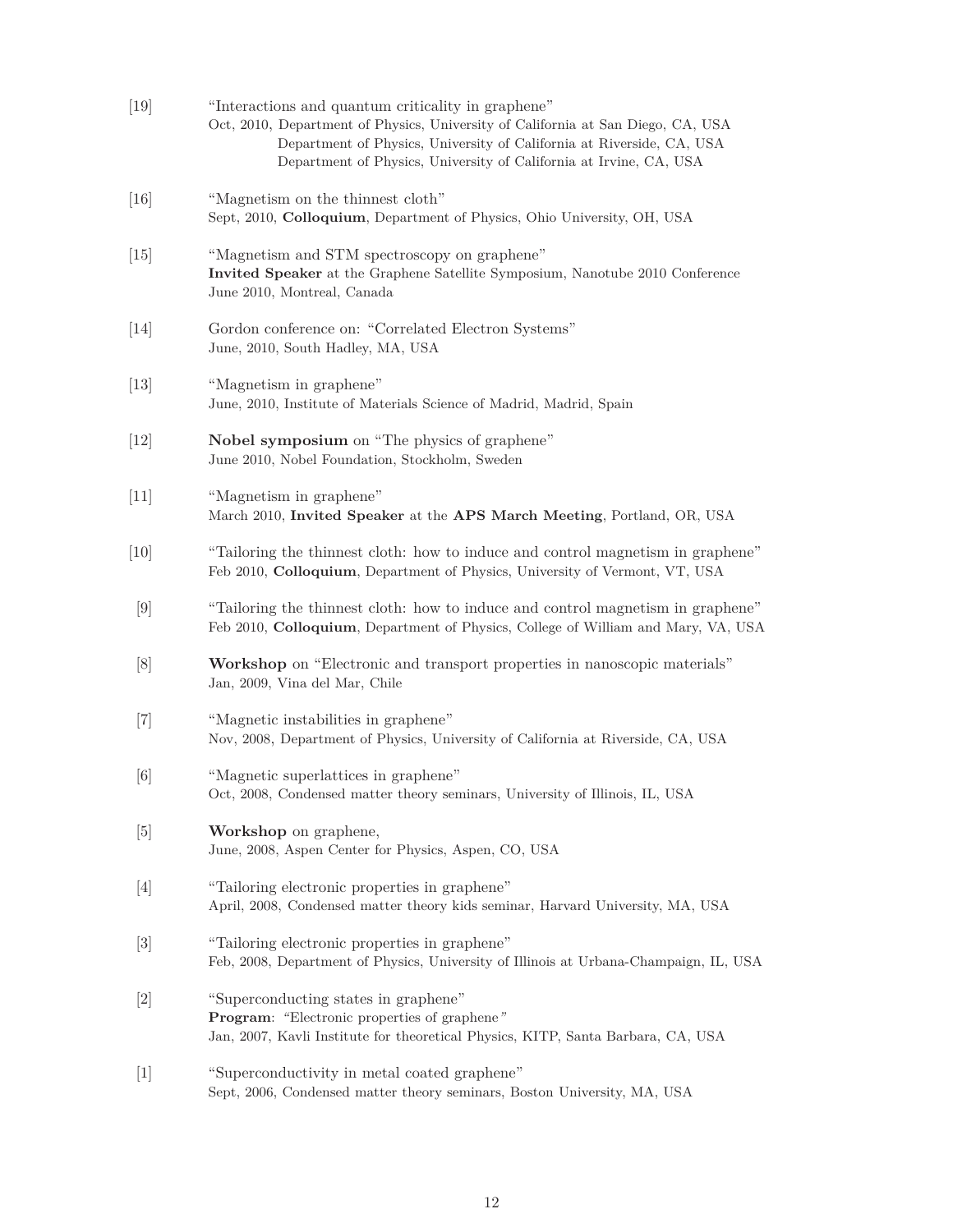[19] "Interactions and quantum criticality in graphene"
Oct, 2010, Department of Physics, University of California at San Diego, CA, USA
Department of Physics, University of California at Riverside, CA, USA
Department of Physics, University of California at Irvine, CA, USA

[16] "Magnetism on the thinnest cloth"
Sept, 2010, **Colloquium**, Department of Physics, Ohio University, OH, USA

[15] "Magnetism and STM spectroscopy on graphene"
**Invited Speaker** at the Graphene Satellite Symposium, Nanotube 2010 Conference
June 2010, Montreal, Canada

[14] Gordon conference on: "Correlated Electron Systems"
June, 2010, South Hadley, MA, USA

[13] "Magnetism in graphene"
June, 2010, Institute of Materials Science of Madrid, Madrid, Spain

[12] **Nobel symposium** on "The physics of graphene"
June 2010, Nobel Foundation, Stockholm, Sweden

[11] "Magnetism in graphene"
March 2010, **Invited Speaker** at the **APS March Meeting**, Portland, OR, USA

[10] "Tailoring the thinnest cloth: how to induce and control magnetism in graphene"
Feb 2010, **Colloquium**, Department of Physics, University of Vermont, VT, USA

[9] "Tailoring the thinnest cloth: how to induce and control magnetism in graphene"
Feb 2010, **Colloquium**, Department of Physics, College of William and Mary, VA, USA

[8] **Workshop** on "Electronic and transport properties in nanoscopic materials"
Jan, 2009, Vina del Mar, Chile

[7] "Magnetic instabilities in graphene"
Nov, 2008, Department of Physics, University of California at Riverside, CA, USA

[6] "Magnetic superlattices in graphene"
Oct, 2008, Condensed matter theory seminars, University of Illinois, IL, USA

[5] **Workshop** on graphene,
June, 2008, Aspen Center for Physics, Aspen, CO, USA

[4] "Tailoring electronic properties in graphene"
April, 2008, Condensed matter theory kids seminar, Harvard University, MA, USA

[3] "Tailoring electronic properties in graphene"
Feb, 2008, Department of Physics, University of Illinois at Urbana-Champaign, IL, USA

[2] "Superconducting states in graphene"
**Program**: "Electronic properties of graphene"
Jan, 2007, Kavli Institute for theoretical Physics, KITP, Santa Barbara, CA, USA

[1] "Superconductivity in metal coated graphene"
Sept, 2006, Condensed matter theory seminars, Boston University, MA, USA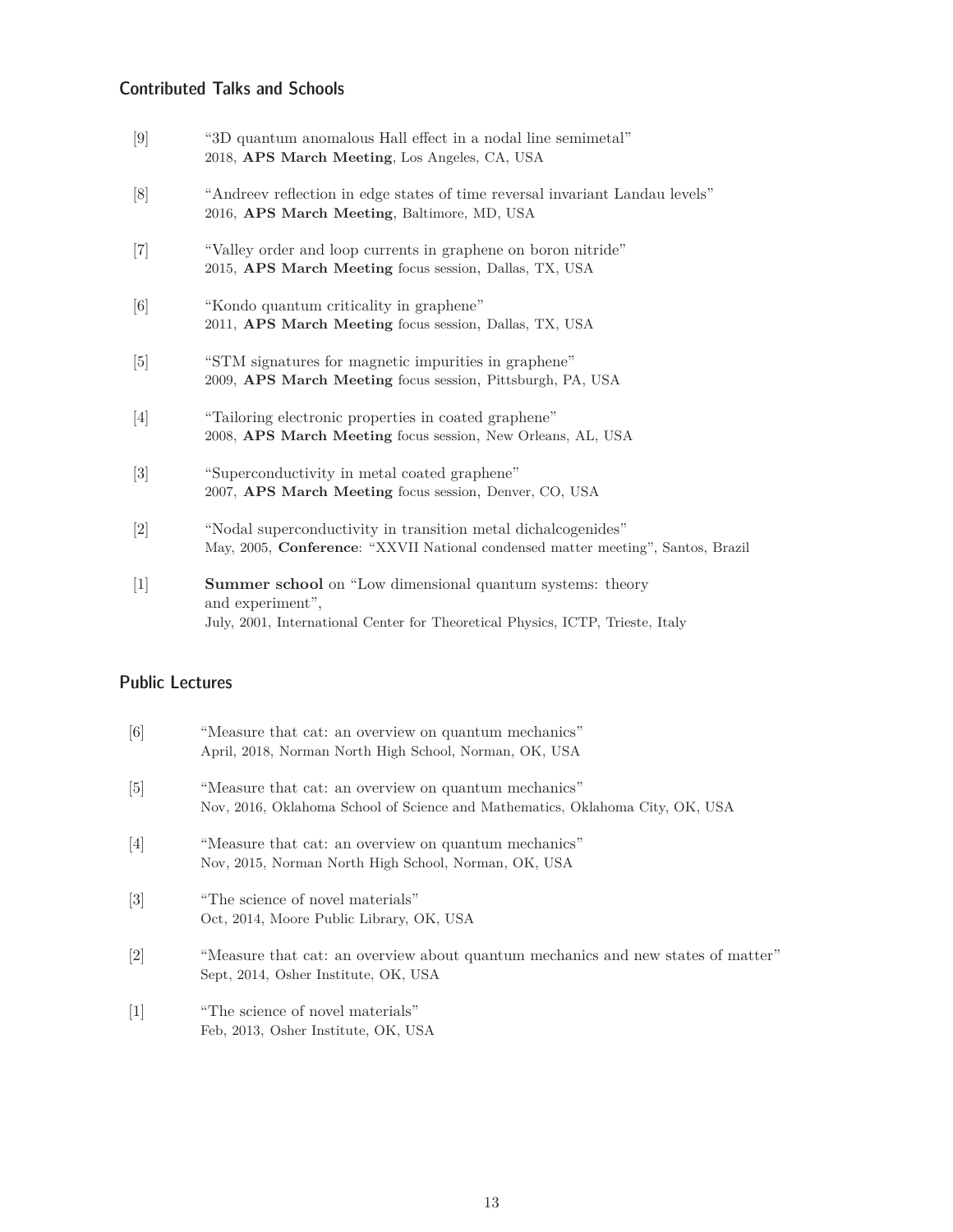## Contributed Talks and Schools

[9] "3D quantum anomalous Hall effect in a nodal line semimetal"
2018, **APS March Meeting**, Los Angeles, CA, USA

[8] "Andreev reflection in edge states of time reversal invariant Landau levels"
2016, **APS March Meeting**, Baltimore, MD, USA

[7] "Valley order and loop currents in graphene on boron nitride"
2015, **APS March Meeting** focus session, Dallas, TX, USA

[6] "Kondo quantum criticality in graphene"
2011, **APS March Meeting** focus session, Dallas, TX, USA

[5] "STM signatures for magnetic impurities in graphene"
2009, **APS March Meeting** focus session, Pittsburgh, PA, USA

[4] "Tailoring electronic properties in coated graphene"
2008, **APS March Meeting** focus session, New Orleans, AL, USA

[3] "Superconductivity in metal coated graphene"
2007, **APS March Meeting** focus session, Denver, CO, USA

[2] "Nodal superconductivity in transition metal dichalcogenides"
May, 2005, **Conference**: "XXVII National condensed matter meeting", Santos, Brazil

[1] **Summer school** on "Low dimensional quantum systems: theory and experiment",
July, 2001, International Center for Theoretical Physics, ICTP, Trieste, Italy

## Public Lectures

[6] "Measure that cat: an overview on quantum mechanics"
April, 2018, Norman North High School, Norman, OK, USA

[5] "Measure that cat: an overview on quantum mechanics"
Nov, 2016, Oklahoma School of Science and Mathematics, Oklahoma City, OK, USA

[4] "Measure that cat: an overview on quantum mechanics"
Nov, 2015, Norman North High School, Norman, OK, USA

[3] "The science of novel materials"
Oct, 2014, Moore Public Library, OK, USA

[2] "Measure that cat: an overview about quantum mechanics and new states of matter"
Sept, 2014, Osher Institute, OK, USA

[1] "The science of novel materials"
Feb, 2013, Osher Institute, OK, USA